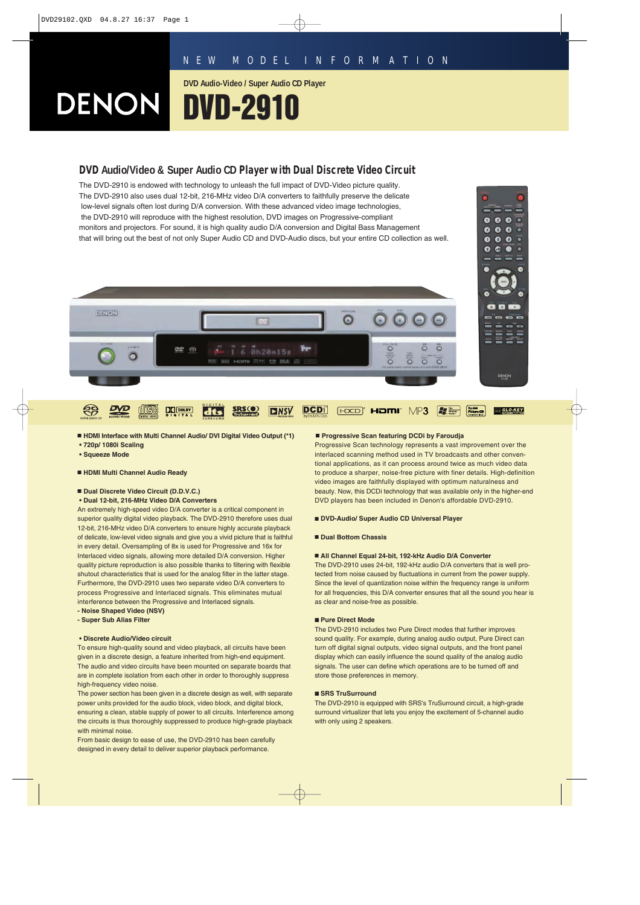NEW MODEL INFORMATION

DVD Audio-Video / Super Audio CD Player

# DENON DVD-2910

## DVD Audio/Video & Super Audio CD Player with Dual Discrete Video Circuit

The DVD-2910 is endowed with technology to unleash the full impact of DVD-Video picture quality. The DVD-2910 also uses dual 12-bit, 216-MHz video D/A converters to faithfully preserve the delicate low-level signals often lost during D/A conversion. With these advanced video image technologies, the DVD-2910 will reproduce with the highest resolution, DVD images on Progressive-compliant monitors and projectors. For sound, it is high quality audio D/A conversion and Digital Bass Management that will bring out the best of not only Super Audio CD and DVD-Audio discs, but your entire CD collection as well.

**■ HDMI Interface with Multi Channel Audio/ DVI Digital Video Output (*1)**

**• 720p/ 1080i Scaling**

**• Squeeze Mode**

**■ HDMI Multi Channel Audio Ready**

**■ Dual Discrete Video Circuit (D.D.V.C.)**

**• Dual 12-bit, 216-MHz Video D/A Converters**

An extremely high-speed video D/A converter is a critical component in superior quality digital video playback. The DVD-2910 therefore uses dual 12-bit, 216-MHz video D/A converters to ensure highly accurate playback of delicate, low-level video signals and give you a vivid picture that is faithful in every detail. Oversampling of 8x is used for Progressive and 16x for Interlaced video signals, allowing more detailed D/A conversion. Higher quality picture reproduction is also possible thanks to filtering with flexible shutout characteristics that is used for the analog filter in the latter stage. Furthermore, the DVD-2910 uses two separate video D/A converters to process Progressive and Interlaced signals. This eliminates mutual interference between the Progressive and Interlaced signals.

**- Noise Shaped Video (NSV)**

**- Super Sub Alias Filter**

**• Discrete Audio/Video circuit**

To ensure high-quality sound and video playback, all circuits have been given in a discrete design, a feature inherited from high-end equipment. The audio and video circuits have been mounted on separate boards that are in complete isolation from each other in order to thoroughly suppress high-frequency video noise.

The power section has been given in a discrete design as well, with separate power units provided for the audio block, video block, and digital block, ensuring a clean, stable supply of power to all circuits. Interference among the circuits is thus thoroughly suppressed to produce high-grade playback with minimal noise.

From basic design to ease of use, the DVD-2910 has been carefully designed in every detail to deliver superior playback performance.

**■ Progressive Scan featuring DCDi by Faroudja**

Progressive Scan technology represents a vast improvement over the interlaced scanning method used in TV broadcasts and other conventional applications, as it can process around twice as much video data to produce a sharper, noise-free picture with finer details. High-definition video images are faithfully displayed with optimum naturalness and beauty. Now, this DCDi technology that was available only in the higher-end DVD players has been included in Denon's affordable DVD-2910.

**■ DVD-Audio/ Super Audio CD Universal Player**

**■ Dual Bottom Chassis**

**■ All Channel Equal 24-bit, 192-kHz Audio D/A Converter**

The DVD-2910 uses 24-bit, 192-kHz audio D/A converters that is well protected from noise caused by fluctuations in current from the power supply. Since the level of quantization noise within the frequency range is uniform for all frequencies, this D/A converter ensures that all the sound you hear is as clear and noise-free as possible.

**■ Pure Direct Mode**

The DVD-2910 includes two Pure Direct modes that further improves sound quality. For example, during analog audio output, Pure Direct can turn off digital signal outputs, video signal outputs, and the front panel display which can easily influence the sound quality of the analog audio signals. The user can define which operations are to be turned off and store those preferences in memory.

**■ SRS TruSurround**

The DVD-2910 is equipped with SRS's TruSurround circuit, a high-grade surround virtualizer that lets you enjoy the excitement of 5-channel audio with only using 2 speakers.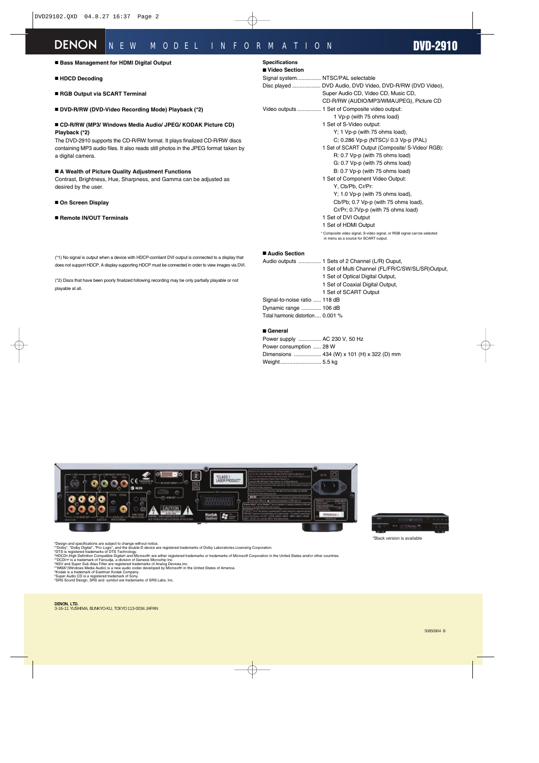## DENON NEW MODEL INFORMATION DVD-2910

■ **Bass Management for HDMI Digital Output**

■ **HDCD Decoding**

■ **RGB Output via SCART Terminal**

■ **DVD-R/RW (DVD-Video Recording Mode) Playback (*2)**

■ **CD-R/RW (MP3/ Windows Media Audio/ JPEG/ KODAK Picture CD) Playback (*2)**

The DVD-2910 supports the CD-R/RW format. It plays finalized CD-R/RW discs containing MP3 audio files. It also reads still photos in the JPEG format taken by a digital camera.

■ **A Wealth of Picture Quality Adjustment Functions**

Contrast, Brightness, Hue, Sharpness, and Gamma can be adjusted as desired by the user.

■ **On Screen Display**

■ **Remote IN/OUT Terminals**

(*1) No signal is output when a device with HDCP-comliant DVI output is connected to a display that does not support HDCP. A display supporting HDCP must be connected in order to view images via DVI.

(*2) Discs that have been poorly finalized following recording may be only partially playable or not playable at all.

### Specifications

■ **Video Section**

Signal system................ NTSC/PAL selectable

Disc played .................. DVD Audio, DVD Video, DVD-R/RW (DVD Video), Super Audio CD, Video CD, Music CD, CD-R/RW (AUDIO/MP3/WMA/JPEG), Picture CD

Video outputs................ 1 Set of Composite video output:
- 1 Vp-p (with 75 ohms load)

1 Set of S-Video output:
- Y; 1 Vp-p (with 75 ohms load),
- C; 0.286 Vp-p (NTSC)/ 0.3 Vp-p (PAL)

1 Set of SCART Output (Composite/ S-Video/ RGB):
- R: 0.7 Vp-p (with 75 ohms load)
- G: 0.7 Vp-p (with 75 ohms load)
- B: 0.7 Vp-p (with 75 ohms load)

1 Set of Component Video Output:
- Y, Cb/Pb, Cr/Pr:
- Y; 1.0 Vp-p (with 75 ohms load),
- Cb/Pb; 0.7 Vp-p (with 75 ohms load),
- Cr/Pr; 0.7Vp-p (with 75 ohms load)

1 Set of DVI Output

1 Set of HDMI Output

* Composite video signal, S-video signal, or RGB signal can be selected in menu as a source for SCART output.

■ **Audio Section**

Audio outputs ............... 1 Sets of 2 Channel (L/R) Ouput,
1 Set of Multi Channel (FL/FR/C/SW/SL/SR)Output,
1 Set of Optical Digital Output,
1 Set of Coaxial Digital Output,
1 Set of SCART Output

Signal-to-noise ratio ..... 118 dB

Dynamic range ............. 106 dB

Total harmonic distortion.... 0.001 %

■ **General**

Power supply ............... AC 230 V, 50 Hz

Power consumption ..... 28 W

Dimensions .................. 434 (W) x 101 (H) x 322 (D) mm

Weight........................... 5.5 kg

*Black version is available

*Design and specifications are subject to change without notice.
*"Dolby", "Dolby Digital", "Pro Logic", and the double-D device are registered trademarks of Dolby Laboratories Licensing Corporation.
*DTS is registered trademarks of DTS Technology.
*HDCD®,High Definition Compatible Digital® and Microsoft® are either registered trademarks or trademarks of Microsoft Corporation in the United States and/or other countries.
*"DCDi™ is a trademark of Faroudja, a division of Genesis Microchip Inc.
*NSV and Super Sub Alias Filter are registered trademarks of Analog Devices,Inc.
*"WMA"(Windows Media Audio) is a new audio codec developed by Microsoft® in the United States of America.
*Kodak is a trademark of Eastman Kodak Company.
*Super Audio CD is a registered trademark of Sony.
*SRS Sound Design, SRS and symbol are trademarks of SRS Labs, Inc.

**DENON, LTD.**
3-16-11 YUSHIMA, BUNKYO-KU, TOKYO 113-0034 JAPAN

50850904 B